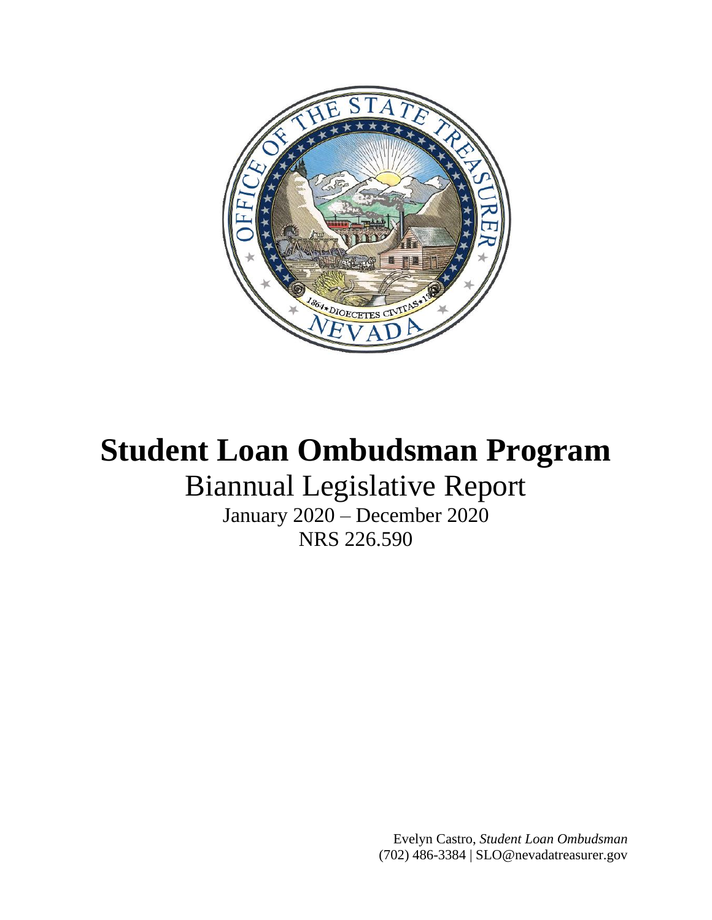# Student Loan Ombudsman Program

## Biannual Legislative Report

January 2020 – December 2020

NRS 226.590

Evelyn Castro, *Student Loan Ombudsman*
(702) 486-3384 | SLO@nevadatreasurer.gov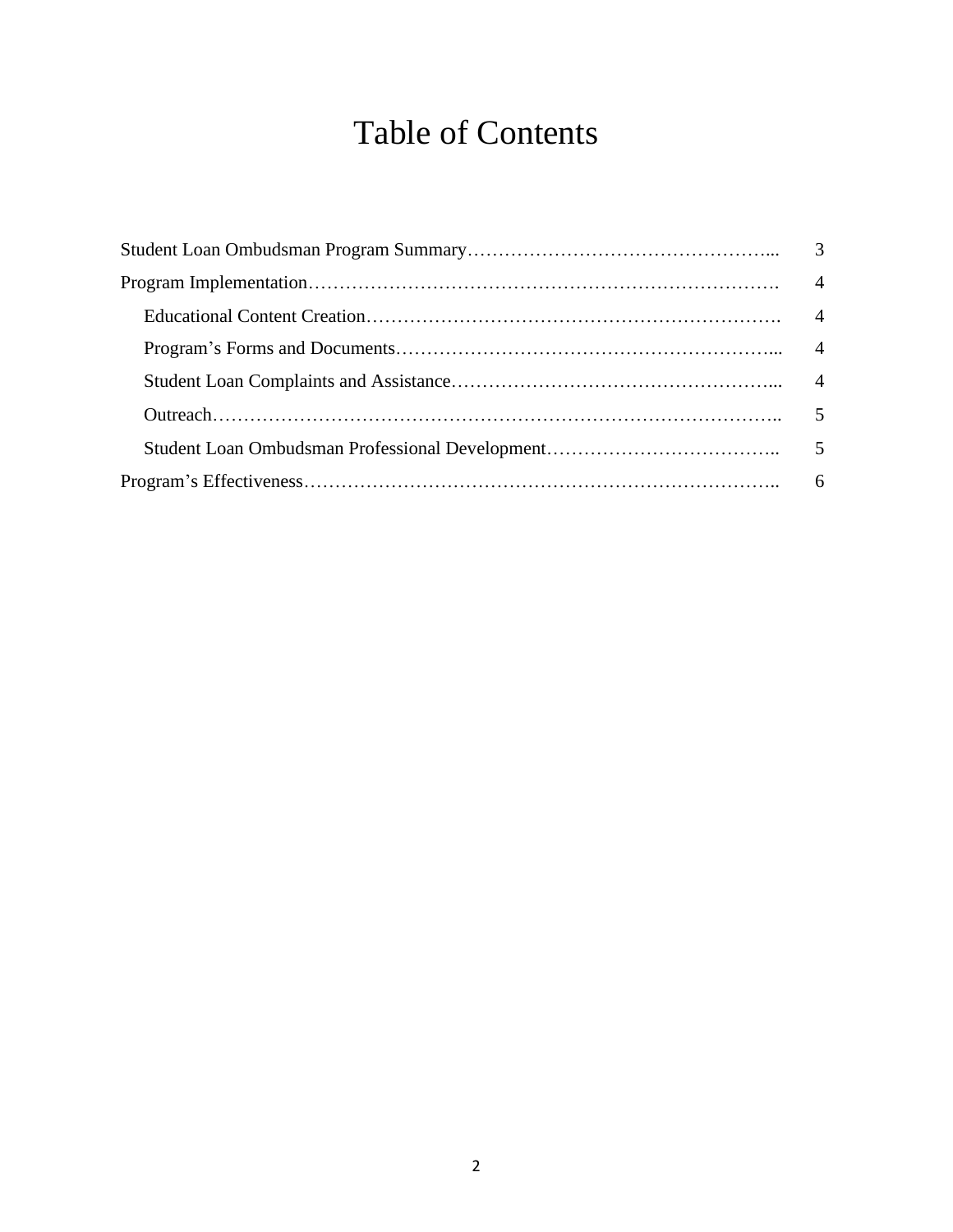# Table of Contents

| | |
|---|---|
| Student Loan Ombudsman Program Summary | 3 |
| Program Implementation | 4 |
| Educational Content Creation | 4 |
| Program's Forms and Documents | 4 |
| Student Loan Complaints and Assistance | 4 |
| Outreach | 5 |
| Student Loan Ombudsman Professional Development | 5 |
| Program's Effectiveness | 6 |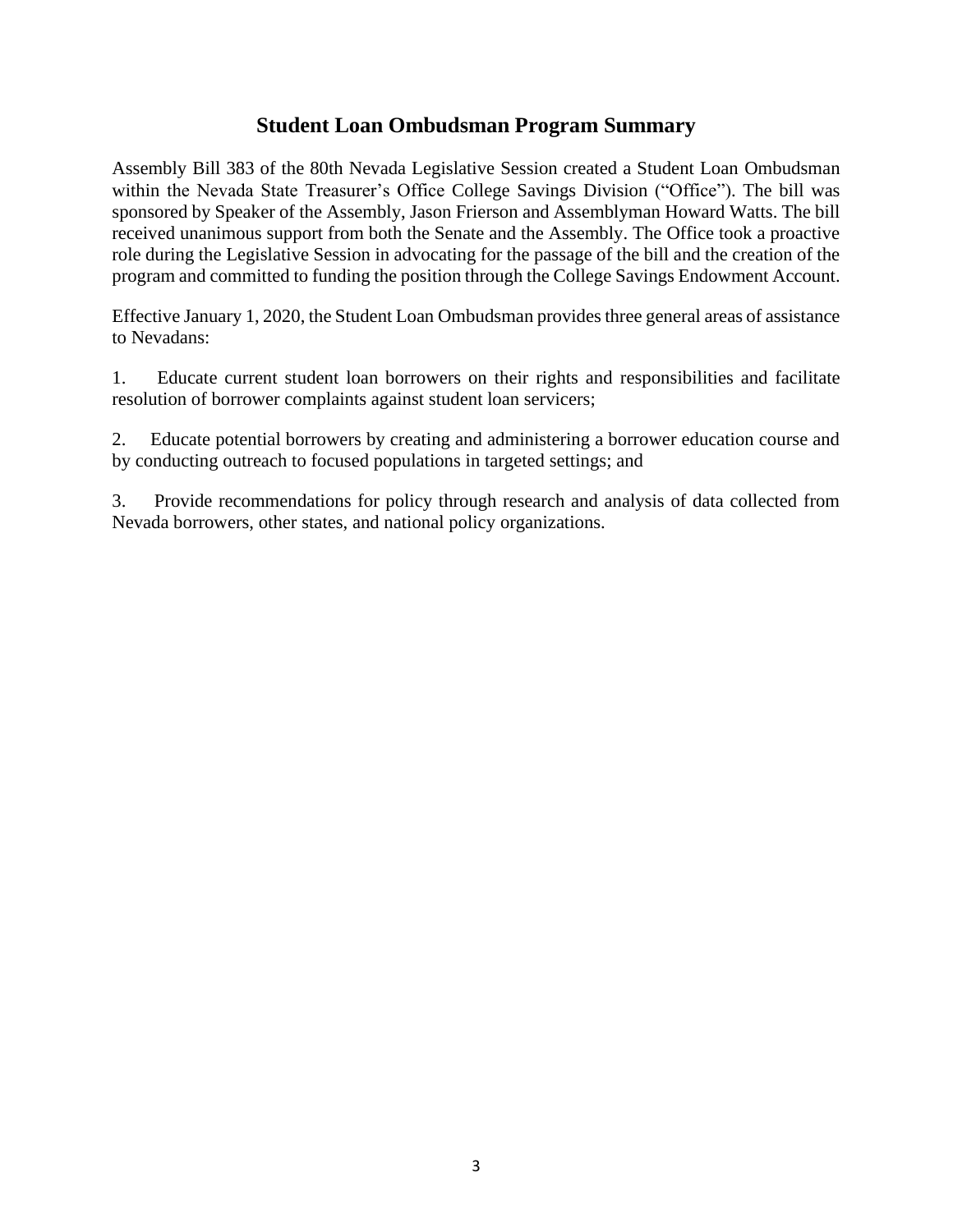## Student Loan Ombudsman Program Summary

Assembly Bill 383 of the 80th Nevada Legislative Session created a Student Loan Ombudsman within the Nevada State Treasurer's Office College Savings Division ("Office"). The bill was sponsored by Speaker of the Assembly, Jason Frierson and Assemblyman Howard Watts. The bill received unanimous support from both the Senate and the Assembly. The Office took a proactive role during the Legislative Session in advocating for the passage of the bill and the creation of the program and committed to funding the position through the College Savings Endowment Account.

Effective January 1, 2020, the Student Loan Ombudsman provides three general areas of assistance to Nevadans:

1. Educate current student loan borrowers on their rights and responsibilities and facilitate resolution of borrower complaints against student loan servicers;

2. Educate potential borrowers by creating and administering a borrower education course and by conducting outreach to focused populations in targeted settings; and

3. Provide recommendations for policy through research and analysis of data collected from Nevada borrowers, other states, and national policy organizations.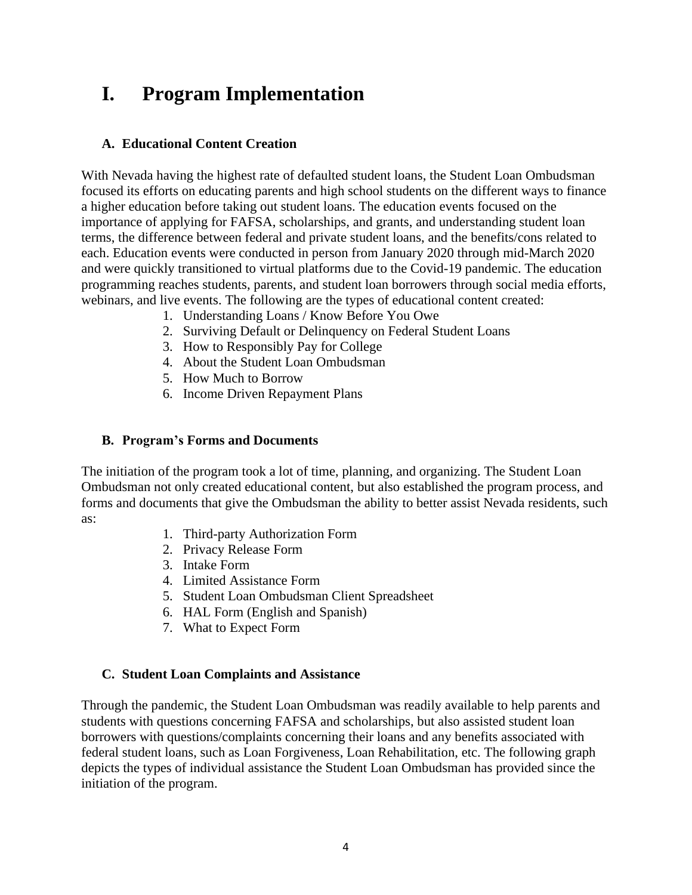# I. Program Implementation

## A. Educational Content Creation

With Nevada having the highest rate of defaulted student loans, the Student Loan Ombudsman focused its efforts on educating parents and high school students on the different ways to finance a higher education before taking out student loans. The education events focused on the importance of applying for FAFSA, scholarships, and grants, and understanding student loan terms, the difference between federal and private student loans, and the benefits/cons related to each. Education events were conducted in person from January 2020 through mid-March 2020 and were quickly transitioned to virtual platforms due to the Covid-19 pandemic. The education programming reaches students, parents, and student loan borrowers through social media efforts, webinars, and live events. The following are the types of educational content created:

1. Understanding Loans / Know Before You Owe
2. Surviving Default or Delinquency on Federal Student Loans
3. How to Responsibly Pay for College
4. About the Student Loan Ombudsman
5. How Much to Borrow
6. Income Driven Repayment Plans

## B. Program's Forms and Documents

The initiation of the program took a lot of time, planning, and organizing. The Student Loan Ombudsman not only created educational content, but also established the program process, and forms and documents that give the Ombudsman the ability to better assist Nevada residents, such as:

1. Third-party Authorization Form
2. Privacy Release Form
3. Intake Form
4. Limited Assistance Form
5. Student Loan Ombudsman Client Spreadsheet
6. HAL Form (English and Spanish)
7. What to Expect Form

## C. Student Loan Complaints and Assistance

Through the pandemic, the Student Loan Ombudsman was readily available to help parents and students with questions concerning FAFSA and scholarships, but also assisted student loan borrowers with questions/complaints concerning their loans and any benefits associated with federal student loans, such as Loan Forgiveness, Loan Rehabilitation, etc. The following graph depicts the types of individual assistance the Student Loan Ombudsman has provided since the initiation of the program.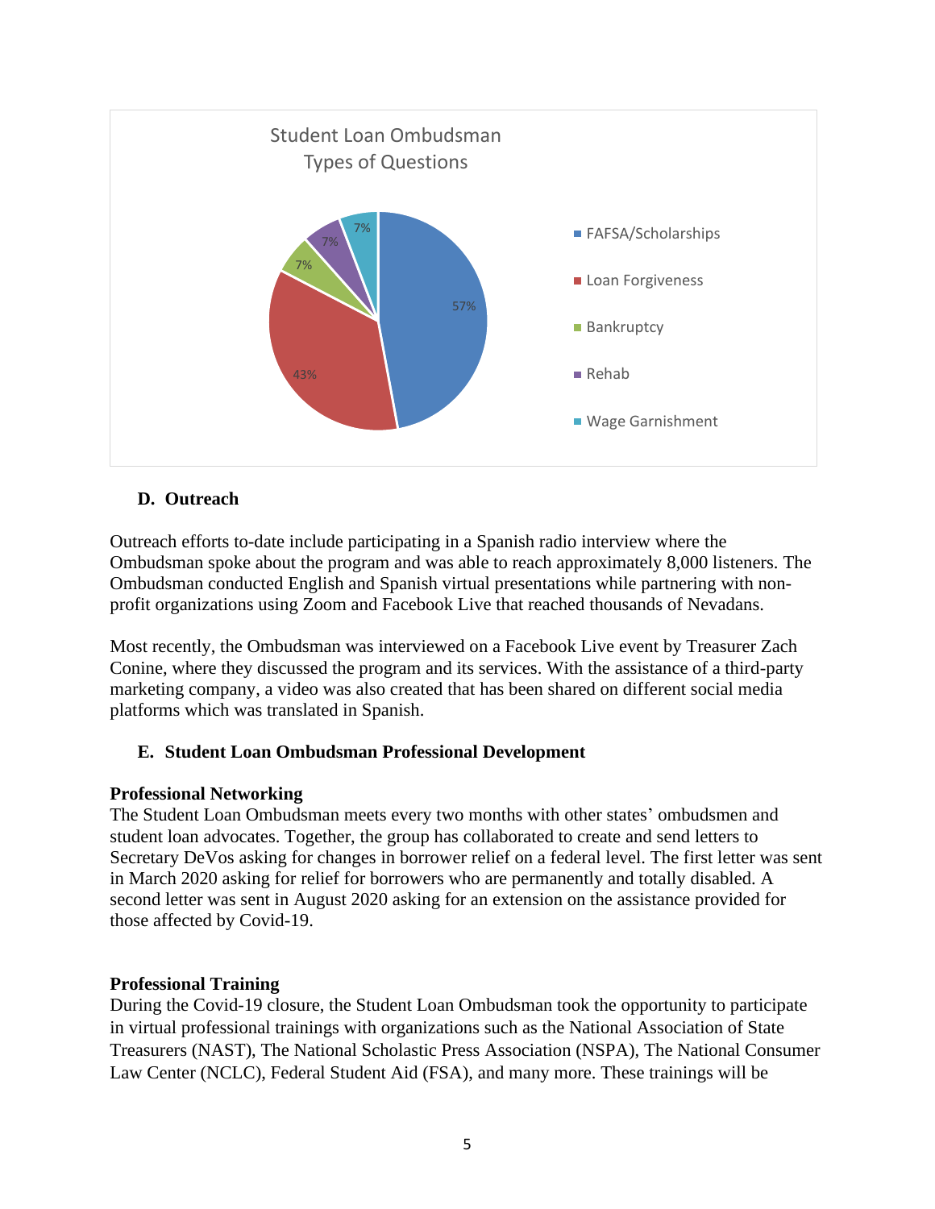**Student Loan Ombudsman Types of Questions**

| Type of Question | Percentage |
|---|---|
| FAFSA/Scholarships | 57% |
| Loan Forgiveness | 43% |
| Bankruptcy | 7% |
| Rehab | 7% |
| Wage Garnishment | 7% |

## D. Outreach

Outreach efforts to-date include participating in a Spanish radio interview where the Ombudsman spoke about the program and was able to reach approximately 8,000 listeners. The Ombudsman conducted English and Spanish virtual presentations while partnering with non-profit organizations using Zoom and Facebook Live that reached thousands of Nevadans.

Most recently, the Ombudsman was interviewed on a Facebook Live event by Treasurer Zach Conine, where they discussed the program and its services. With the assistance of a third-party marketing company, a video was also created that has been shared on different social media platforms which was translated in Spanish.

## E. Student Loan Ombudsman Professional Development

**Professional Networking**

The Student Loan Ombudsman meets every two months with other states' ombudsmen and student loan advocates. Together, the group has collaborated to create and send letters to Secretary DeVos asking for changes in borrower relief on a federal level. The first letter was sent in March 2020 asking for relief for borrowers who are permanently and totally disabled. A second letter was sent in August 2020 asking for an extension on the assistance provided for those affected by Covid-19.

**Professional Training**

During the Covid-19 closure, the Student Loan Ombudsman took the opportunity to participate in virtual professional trainings with organizations such as the National Association of State Treasurers (NAST), The National Scholastic Press Association (NSPA), The National Consumer Law Center (NCLC), Federal Student Aid (FSA), and many more. These trainings will be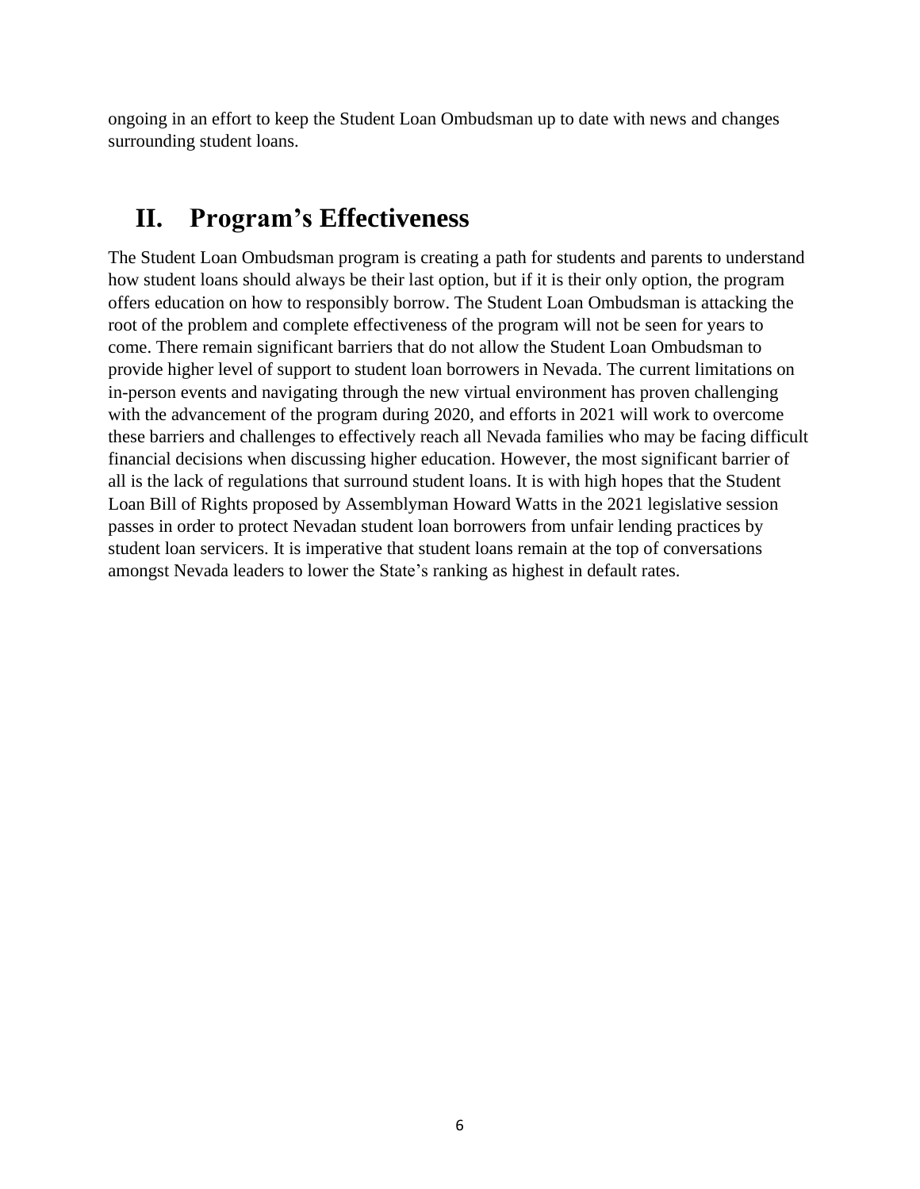ongoing in an effort to keep the Student Loan Ombudsman up to date with news and changes surrounding student loans.

## II. Program's Effectiveness

The Student Loan Ombudsman program is creating a path for students and parents to understand how student loans should always be their last option, but if it is their only option, the program offers education on how to responsibly borrow. The Student Loan Ombudsman is attacking the root of the problem and complete effectiveness of the program will not be seen for years to come. There remain significant barriers that do not allow the Student Loan Ombudsman to provide higher level of support to student loan borrowers in Nevada. The current limitations on in-person events and navigating through the new virtual environment has proven challenging with the advancement of the program during 2020, and efforts in 2021 will work to overcome these barriers and challenges to effectively reach all Nevada families who may be facing difficult financial decisions when discussing higher education. However, the most significant barrier of all is the lack of regulations that surround student loans. It is with high hopes that the Student Loan Bill of Rights proposed by Assemblyman Howard Watts in the 2021 legislative session passes in order to protect Nevadan student loan borrowers from unfair lending practices by student loan servicers. It is imperative that student loans remain at the top of conversations amongst Nevada leaders to lower the State's ranking as highest in default rates.